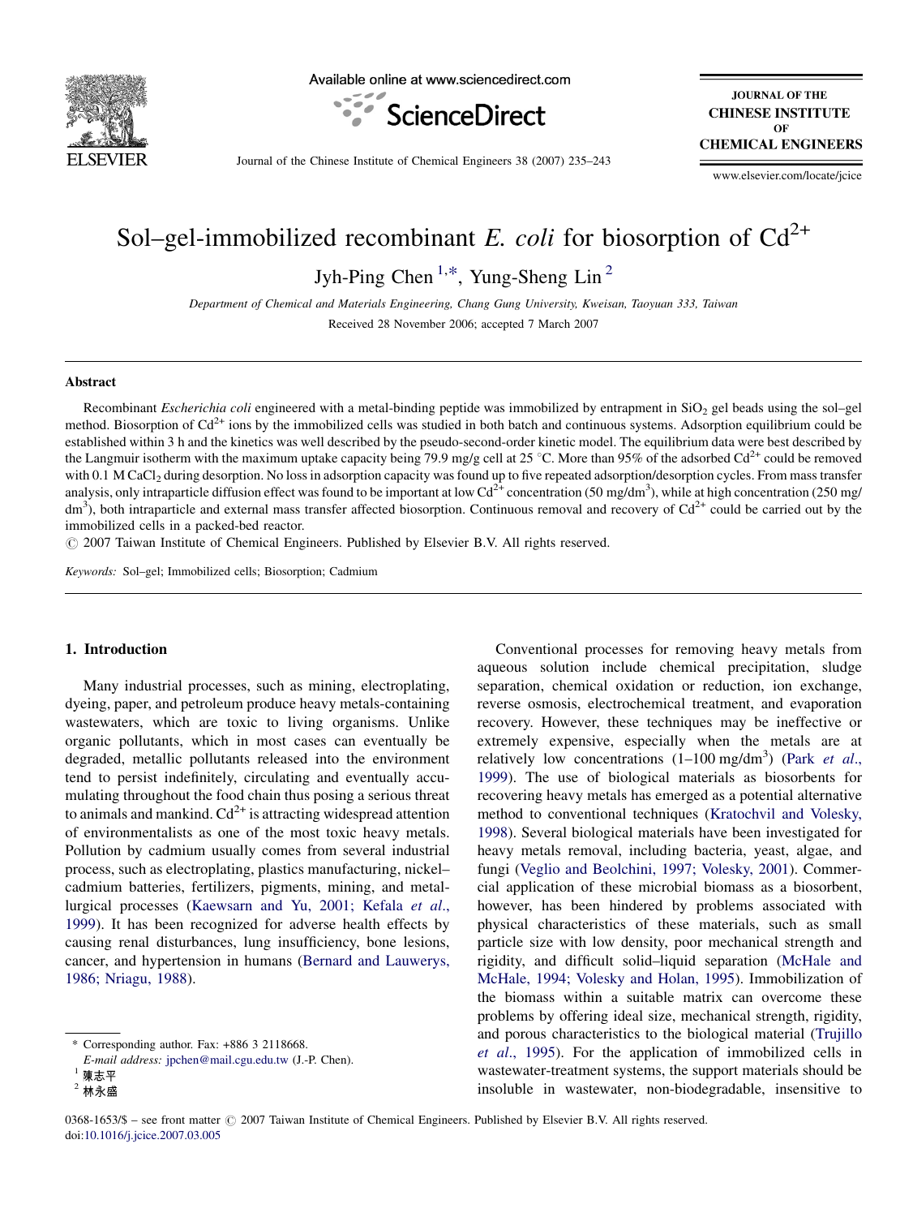# Sol–gel-immobilized recombinant *E. coli* for biosorption of $Cd^{2+}$

Jyh-Ping Chen [1,*], Yung-Sheng Lin [2]

*Department of Chemical and Materials Engineering, Chang Gung University, Kweisan, Taoyuan 333, Taiwan*

Received 28 November 2006; accepted 7 March 2007

## Abstract

Recombinant *Escherichia coli* engineered with a metal-binding peptide was immobilized by entrapment in $SiO_2$ gel beads using the sol–gel method. Biosorption of $Cd^{2+}$ ions by the immobilized cells was studied in both batch and continuous systems. Adsorption equilibrium could be established within 3 h and the kinetics was well described by the pseudo-second-order kinetic model. The equilibrium data were best described by the Langmuir isotherm with the maximum uptake capacity being 79.9 mg/g cell at 25 °C. More than 95% of the adsorbed $Cd^{2+}$ could be removed with 0.1 M $CaCl_2$ during desorption. No loss in adsorption capacity was found up to five repeated adsorption/desorption cycles. From mass transfer analysis, only intraparticle diffusion effect was found to be important at low $Cd^{2+}$ concentration (50 mg/dm$^3$), while at high concentration (250 mg/dm$^3$), both intraparticle and external mass transfer affected biosorption. Continuous removal and recovery of $Cd^{2+}$ could be carried out by the immobilized cells in a packed-bed reactor.

© 2007 Taiwan Institute of Chemical Engineers. Published by Elsevier B.V. All rights reserved.

*Keywords:* Sol–gel; Immobilized cells; Biosorption; Cadmium

## 1. Introduction

Many industrial processes, such as mining, electroplating, dyeing, paper, and petroleum produce heavy metals-containing wastewaters, which are toxic to living organisms. Unlike organic pollutants, which in most cases can eventually be degraded, metallic pollutants released into the environment tend to persist indefinitely, circulating and eventually accumulating throughout the food chain thus posing a serious threat to animals and mankind. $Cd^{2+}$ is attracting widespread attention of environmentalists as one of the most toxic heavy metals. Pollution by cadmium usually comes from several industrial process, such as electroplating, plastics manufacturing, nickel–cadmium batteries, fertilizers, pigments, mining, and metallurgical processes (Kaewsarn and Yu, 2001; Kefala *et al*., 1999). It has been recognized for adverse health effects by causing renal disturbances, lung insufficiency, bone lesions, cancer, and hypertension in humans (Bernard and Lauwerys, 1986; Nriagu, 1988).

Conventional processes for removing heavy metals from aqueous solution include chemical precipitation, sludge separation, chemical oxidation or reduction, ion exchange, reverse osmosis, electrochemical treatment, and evaporation recovery. However, these techniques may be ineffective or extremely expensive, especially when the metals are at relatively low concentrations (1–100 mg/dm$^3$) (Park *et al*., 1999). The use of biological materials as biosorbents for recovering heavy metals has emerged as a potential alternative method to conventional techniques (Kratochvil and Volesky, 1998). Several biological materials have been investigated for heavy metals removal, including bacteria, yeast, algae, and fungi (Veglio and Beolchini, 1997; Volesky, 2001). Commercial application of these microbial biomass as a biosorbent, however, has been hindered by problems associated with physical characteristics of these materials, such as small particle size with low density, poor mechanical strength and rigidity, and difficult solid–liquid separation (McHale and McHale, 1994; Volesky and Holan, 1995). Immobilization of the biomass within a suitable matrix can overcome these problems by offering ideal size, mechanical strength, rigidity, and porous characteristics to the biological material (Trujillo *et al*., 1995). For the application of immobilized cells in wastewater-treatment systems, the support materials should be insoluble in wastewater, non-biodegradable, insensitive to

---

\* Corresponding author. Fax: +886 3 2118668.
*E-mail address:* jpchen@mail.cgu.edu.tw (J.-P. Chen).
[1] 陳志平
[2] 林永盛

0368-1653/$ – see front matter © 2007 Taiwan Institute of Chemical Engineers. Published by Elsevier B.V. All rights reserved.
doi:10.1016/j.jcice.2007.03.005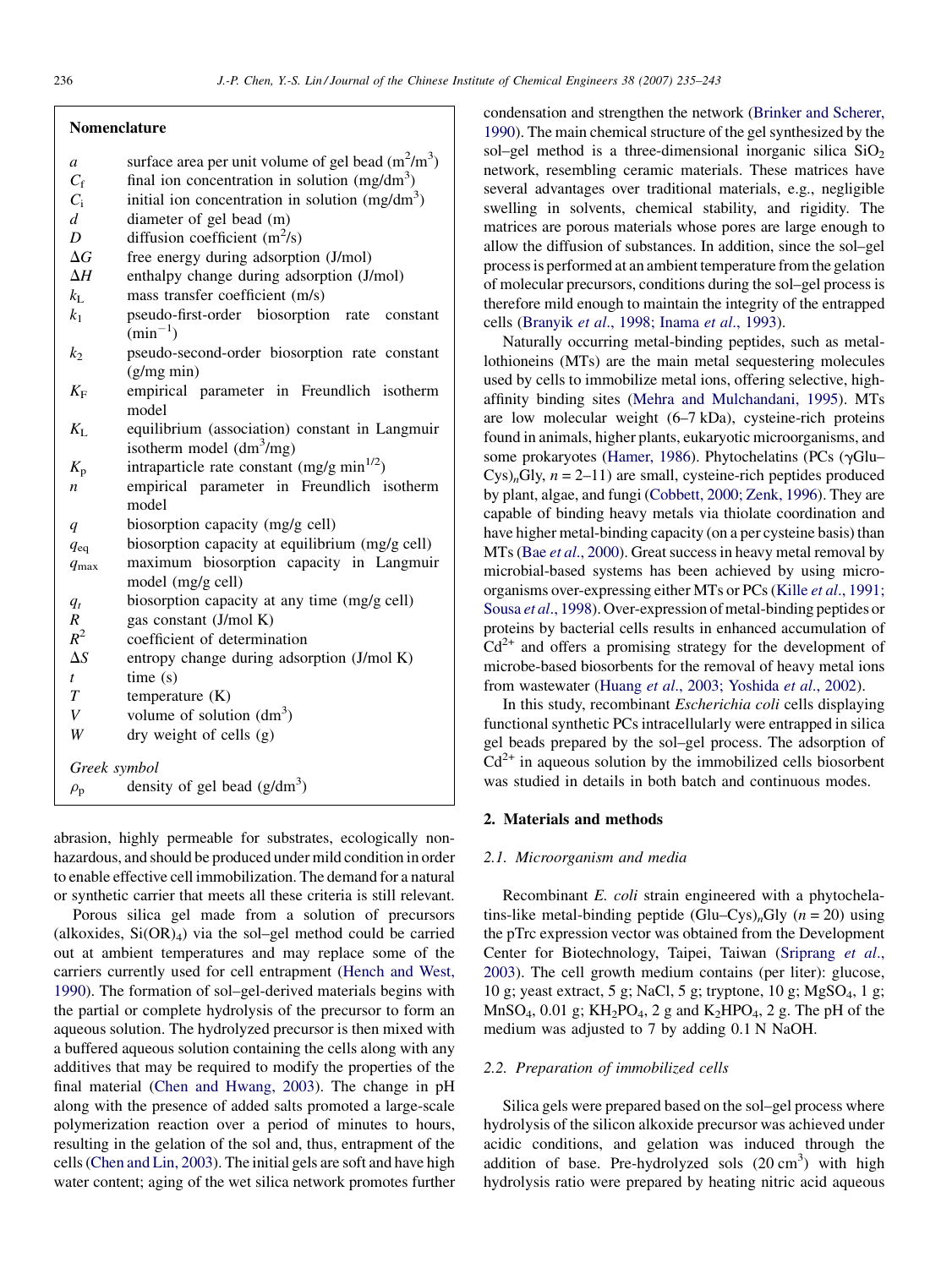## Nomenclature

| | |
|---|---|
| $a$ | surface area per unit volume of gel bead ($m^2/m^3$) |
| $C_f$ | final ion concentration in solution ($mg/dm^3$) |
| $C_i$ | initial ion concentration in solution ($mg/dm^3$) |
| $d$ | diameter of gel bead (m) |
| $D$ | diffusion coefficient ($m^2/s$) |
| $\Delta G$ | free energy during adsorption (J/mol) |
| $\Delta H$ | enthalpy change during adsorption (J/mol) |
| $k_L$ | mass transfer coefficient (m/s) |
| $k_1$ | pseudo-first-order biosorption rate constant ($min^{-1}$) |
| $k_2$ | pseudo-second-order biosorption rate constant (g/mg min) |
| $K_F$ | empirical parameter in Freundlich isotherm model |
| $K_L$ | equilibrium (association) constant in Langmuir isotherm model ($dm^3/mg$) |
| $K_p$ | intraparticle rate constant (mg/g $min^{1/2}$) |
| $n$ | empirical parameter in Freundlich isotherm model |
| $q$ | biosorption capacity (mg/g cell) |
| $q_{eq}$ | biosorption capacity at equilibrium (mg/g cell) |
| $q_{max}$ | maximum biosorption capacity in Langmuir model (mg/g cell) |
| $q_t$ | biosorption capacity at any time (mg/g cell) |
| $R$ | gas constant (J/mol K) |
| $R^2$ | coefficient of determination |
| $\Delta S$ | entropy change during adsorption (J/mol K) |
| $t$ | time (s) |
| $T$ | temperature (K) |
| $V$ | volume of solution ($dm^3$) |
| $W$ | dry weight of cells (g) |

*Greek symbol*

| | |
|---|---|
| $\rho_p$ | density of gel bead ($g/dm^3$) |

abrasion, highly permeable for substrates, ecologically non-hazardous, and should be produced under mild condition in order to enable effective cell immobilization. The demand for a natural or synthetic carrier that meets all these criteria is still relevant.

Porous silica gel made from a solution of precursors (alkoxides, $Si(OR)_4$) via the sol–gel method could be carried out at ambient temperatures and may replace some of the carriers currently used for cell entrapment (Hench and West, 1990). The formation of sol–gel-derived materials begins with the partial or complete hydrolysis of the precursor to form an aqueous solution. The hydrolyzed precursor is then mixed with a buffered aqueous solution containing the cells along with any additives that may be required to modify the properties of the final material (Chen and Hwang, 2003). The change in pH along with the presence of added salts promoted a large-scale polymerization reaction over a period of minutes to hours, resulting in the gelation of the sol and, thus, entrapment of the cells (Chen and Lin, 2003). The initial gels are soft and have high water content; aging of the wet silica network promotes further condensation and strengthen the network (Brinker and Scherer, 1990). The main chemical structure of the gel synthesized by the sol–gel method is a three-dimensional inorganic silica $SiO_2$ network, resembling ceramic materials. These matrices have several advantages over traditional materials, e.g., negligible swelling in solvents, chemical stability, and rigidity. The matrices are porous materials whose pores are large enough to allow the diffusion of substances. In addition, since the sol–gel process is performed at an ambient temperature from the gelation of molecular precursors, conditions during the sol–gel process is therefore mild enough to maintain the integrity of the entrapped cells (Branyik *et al*., 1998; Inama *et al*., 1993).

Naturally occurring metal-binding peptides, such as metallothioneins (MTs) are the main metal sequestering molecules used by cells to immobilize metal ions, offering selective, high-affinity binding sites (Mehra and Mulchandani, 1995). MTs are low molecular weight (6–7 kDa), cysteine-rich proteins found in animals, higher plants, eukaryotic microorganisms, and some prokaryotes (Hamer, 1986). Phytochelatins (PCs ($\gamma$Glu–Cys)$_n$Gly, $n$ = 2–11) are small, cysteine-rich peptides produced by plant, algae, and fungi (Cobbett, 2000; Zenk, 1996). They are capable of binding heavy metals via thiolate coordination and have higher metal-binding capacity (on a per cysteine basis) than MTs (Bae *et al*., 2000). Great success in heavy metal removal by microbial-based systems has been achieved by using microorganisms over-expressing either MTs or PCs (Kille *et al*., 1991; Sousa *et al*., 1998). Over-expression of metal-binding peptides or proteins by bacterial cells results in enhanced accumulation of $Cd^{2+}$ and offers a promising strategy for the development of microbe-based biosorbents for the removal of heavy metal ions from wastewater (Huang *et al*., 2003; Yoshida *et al*., 2002).

In this study, recombinant *Escherichia coli* cells displaying functional synthetic PCs intracellularly were entrapped in silica gel beads prepared by the sol–gel process. The adsorption of $Cd^{2+}$ in aqueous solution by the immobilized cells biosorbent was studied in details in both batch and continuous modes.

## 2. Materials and methods

### 2.1. Microorganism and media

Recombinant *E. coli* strain engineered with a phytochelatins-like metal-binding peptide (Glu–Cys)$_n$Gly ($n$ = 20) using the pTrc expression vector was obtained from the Development Center for Biotechnology, Taipei, Taiwan (Sriprang *et al*., 2003). The cell growth medium contains (per liter): glucose, 10 g; yeast extract, 5 g; NaCl, 5 g; tryptone, 10 g; $MgSO_4$, 1 g; $MnSO_4$, 0.01 g; $KH_2PO_4$, 2 g and $K_2HPO_4$, 2 g. The pH of the medium was adjusted to 7 by adding 0.1 N NaOH.

### 2.2. Preparation of immobilized cells

Silica gels were prepared based on the sol–gel process where hydrolysis of the silicon alkoxide precursor was achieved under acidic conditions, and gelation was induced through the addition of base. Pre-hydrolyzed sols (20 $cm^3$) with high hydrolysis ratio were prepared by heating nitric acid aqueous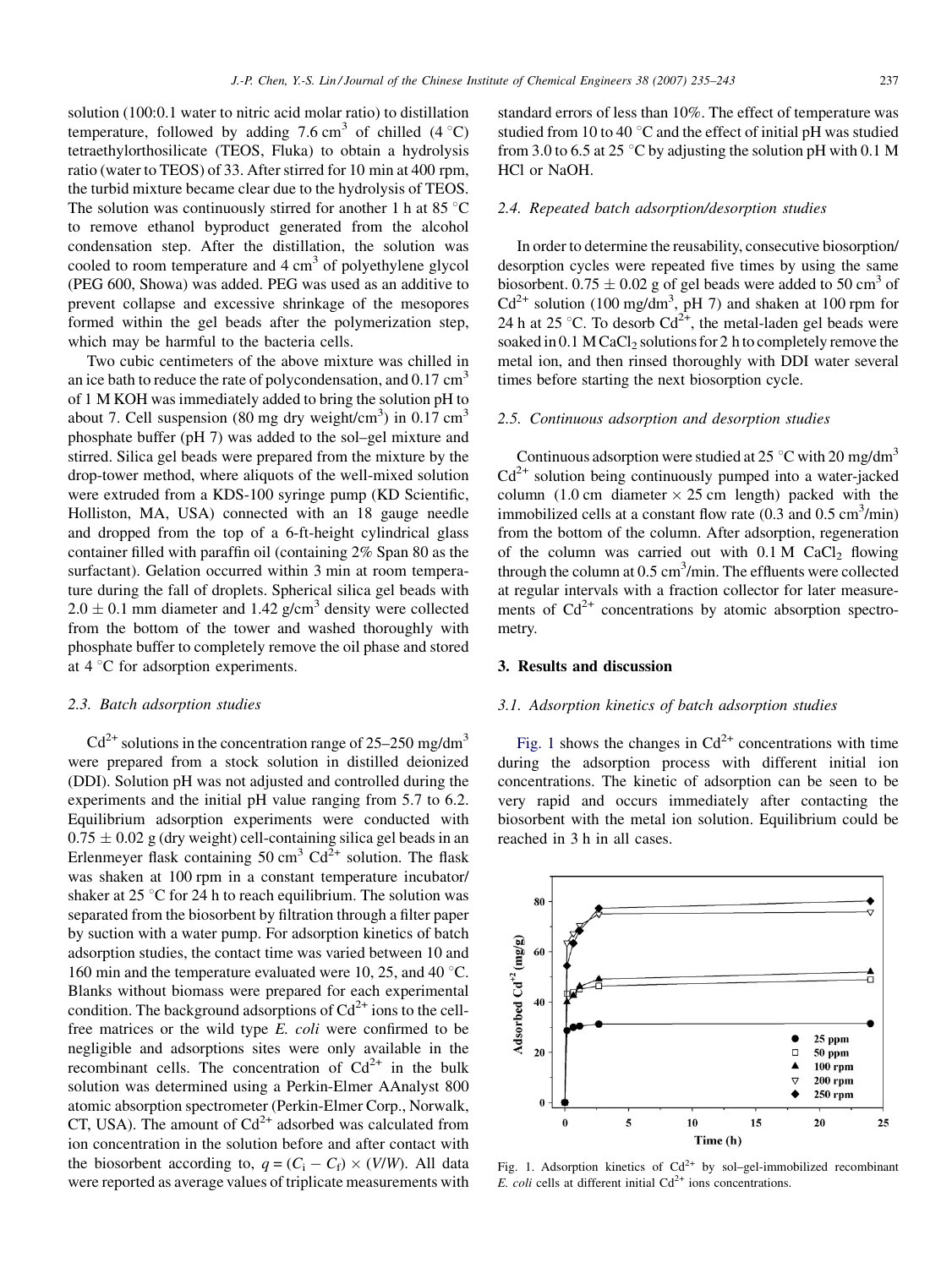solution (100:0.1 water to nitric acid molar ratio) to distillation temperature, followed by adding 7.6 $cm^3$ of chilled (4 °C) tetraethylorthosilicate (TEOS, Fluka) to obtain a hydrolysis ratio (water to TEOS) of 33. After stirred for 10 min at 400 rpm, the turbid mixture became clear due to the hydrolysis of TEOS. The solution was continuously stirred for another 1 h at 85 °C to remove ethanol byproduct generated from the alcohol condensation step. After the distillation, the solution was cooled to room temperature and 4 $cm^3$ of polyethylene glycol (PEG 600, Showa) was added. PEG was used as an additive to prevent collapse and excessive shrinkage of the mesopores formed within the gel beads after the polymerization step, which may be harmful to the bacteria cells.

Two cubic centimeters of the above mixture was chilled in an ice bath to reduce the rate of polycondensation, and 0.17 $cm^3$ of 1 M KOH was immediately added to bring the solution pH to about 7. Cell suspension (80 mg dry weight/$cm^3$) in 0.17 $cm^3$ phosphate buffer (pH 7) was added to the sol–gel mixture and stirred. Silica gel beads were prepared from the mixture by the drop-tower method, where aliquots of the well-mixed solution were extruded from a KDS-100 syringe pump (KD Scientific, Holliston, MA, USA) connected with an 18 gauge needle and dropped from the top of a 6-ft-height cylindrical glass container filled with paraffin oil (containing 2% Span 80 as the surfactant). Gelation occurred within 3 min at room temperature during the fall of droplets. Spherical silica gel beads with 2.0 ± 0.1 mm diameter and 1.42 g/$cm^3$ density were collected from the bottom of the tower and washed thoroughly with phosphate buffer to completely remove the oil phase and stored at 4 °C for adsorption experiments.

### 2.3. Batch adsorption studies

$Cd^{2+}$ solutions in the concentration range of 25–250 mg/$dm^3$ were prepared from a stock solution in distilled deionized (DDI). Solution pH was not adjusted and controlled during the experiments and the initial pH value ranging from 5.7 to 6.2. Equilibrium adsorption experiments were conducted with 0.75 ± 0.02 g (dry weight) cell-containing silica gel beads in an Erlenmeyer flask containing 50 $cm^3$ $Cd^{2+}$ solution. The flask was shaken at 100 rpm in a constant temperature incubator/shaker at 25 °C for 24 h to reach equilibrium. The solution was separated from the biosorbent by filtration through a filter paper by suction with a water pump. For adsorption kinetics of batch adsorption studies, the contact time was varied between 10 and 160 min and the temperature evaluated were 10, 25, and 40 °C. Blanks without biomass were prepared for each experimental condition. The background adsorptions of $Cd^{2+}$ ions to the cell-free matrices or the wild type *E. coli* were confirmed to be negligible and adsorption sites were only available in the recombinant cells. The concentration of $Cd^{2+}$ in the bulk solution was determined using a Perkin-Elmer AAnalyst 800 atomic absorption spectrometer (Perkin-Elmer Corp., Norwalk, CT, USA). The amount of $Cd^{2+}$ adsorbed was calculated from ion concentration in the solution before and after contact with the biosorbent according to, $q = (C_i - C_f) \times (V/W)$. All data were reported as average values of triplicate measurements with standard errors of less than 10%. The effect of temperature was studied from 10 to 40 °C and the effect of initial pH was studied from 3.0 to 6.5 at 25 °C by adjusting the solution pH with 0.1 M HCl or NaOH.

### 2.4. Repeated batch adsorption/desorption studies

In order to determine the reusability, consecutive biosorption/desorption cycles were repeated five times by using the same biosorbent. 0.75 ± 0.02 g of gel beads were added to 50 $cm^3$ of $Cd^{2+}$ solution (100 mg/$dm^3$, pH 7) and shaken at 100 rpm for 24 h at 25 °C. To desorb $Cd^{2+}$, the metal-laden gel beads were soaked in 0.1 M $CaCl_2$ solutions for 2 h to completely remove the metal ion, and then rinsed thoroughly with DDI water several times before starting the next biosorption cycle.

### 2.5. Continuous adsorption and desorption studies

Continuous adsorption were studied at 25 °C with 20 mg/$dm^3$ $Cd^{2+}$ solution being continuously pumped into a water-jacked column (1.0 cm diameter × 25 cm length) packed with the immobilized cells at a constant flow rate (0.3 and 0.5 $cm^3$/min) from the bottom of the column. After adsorption, regeneration of the column was carried out with 0.1 M $CaCl_2$ flowing through the column at 0.5 $cm^3$/min. The effluents were collected at regular intervals with a fraction collector for later measurements of $Cd^{2+}$ concentrations by atomic absorption spectrometry.

## 3. Results and discussion

### 3.1. Adsorption kinetics of batch adsorption studies

Fig. 1 shows the changes in $Cd^{2+}$ concentrations with time during the adsorption process with different initial ion concentrations. The kinetic of adsorption can be seen to be very rapid and occurs immediately after contacting the biosorbent with the metal ion solution. Equilibrium could be reached in 3 h in all cases.

Fig. 1. Adsorption kinetics of $Cd^{2+}$ by sol–gel-immobilized recombinant *E. coli* cells at different initial $Cd^{2+}$ ions concentrations.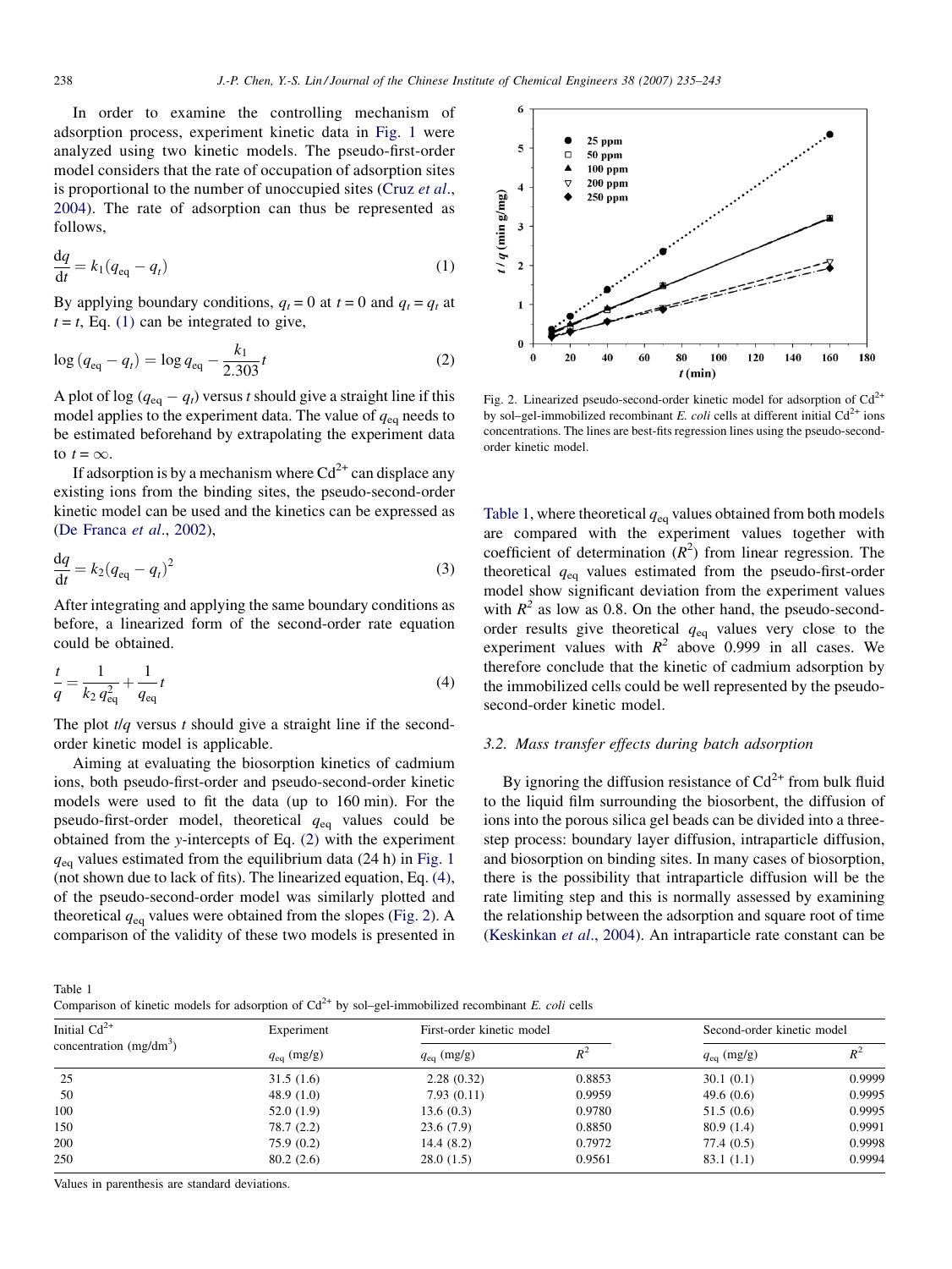In order to examine the controlling mechanism of adsorption process, experiment kinetic data in Fig. 1 were analyzed using two kinetic models. The pseudo-first-order model considers that the rate of occupation of adsorption sites is proportional to the number of unoccupied sites (Cruz *et al*., 2004). The rate of adsorption can thus be represented as follows,

$$\frac{\mathrm{d}q}{\mathrm{d}t} = k_1(q_{eq} - q_t) \tag{1}$$

By applying boundary conditions, $q_t = 0$ at $t = 0$ and $q_t = q_t$ at $t = t$, Eq. (1) can be integrated to give,

$$\log(q_{eq} - q_t) = \log q_{eq} - \frac{k_1}{2.303}t \tag{2}$$

A plot of $\log(q_{eq} - q_t)$ versus $t$ should give a straight line if this model applies to the experiment data. The value of $q_{eq}$ needs to be estimated beforehand by extrapolating the experiment data to $t = \infty$.

If adsorption is by a mechanism where $Cd^{2+}$ can displace any existing ions from the binding sites, the pseudo-second-order kinetic model can be used and the kinetics can be expressed as (De Franca *et al*., 2002),

$$\frac{\mathrm{d}q}{\mathrm{d}t} = k_2(q_{eq} - q_t)^2 \tag{3}$$

After integrating and applying the same boundary conditions as before, a linearized form of the second-order rate equation could be obtained.

$$\frac{t}{q} = \frac{1}{k_2 q_{eq}^2} + \frac{1}{q_{eq}}t \tag{4}$$

The plot $t/q$ versus $t$ should give a straight line if the second-order kinetic model is applicable.

Aiming at evaluating the biosorption kinetics of cadmium ions, both pseudo-first-order and pseudo-second-order kinetic models were used to fit the data (up to 160 min). For the pseudo-first-order model, theoretical $q_{eq}$ values could be obtained from the *y*-intercepts of Eq. (2) with the experiment $q_{eq}$ values estimated from the equilibrium data (24 h) in Fig. 1 (not shown due to lack of fits). The linearized equation, Eq. (4), of the pseudo-second-order model was similarly plotted and theoretical $q_{eq}$ values were obtained from the slopes (Fig. 2). A comparison of the validity of these two models is presented in Table 1, where theoretical $q_{eq}$ values obtained from both models are compared with the experiment values together with coefficient of determination ($R^2$) from linear regression. The theoretical $q_{eq}$ values estimated from the pseudo-first-order model show significant deviation from the experiment values with $R^2$ as low as 0.8. On the other hand, the pseudo-second-order results give theoretical $q_{eq}$ values very close to the experiment values with $R^2$ above 0.999 in all cases. We therefore conclude that the kinetic of cadmium adsorption by the immobilized cells could be well represented by the pseudo-second-order kinetic model.

Fig. 2. Linearized pseudo-second-order kinetic model for adsorption of $Cd^{2+}$ by sol–gel-immobilized recombinant *E. coli* cells at different initial $Cd^{2+}$ ions concentrations. The lines are best-fits regression lines using the pseudo-second-order kinetic model.

### 3.2. Mass transfer effects during batch adsorption

By ignoring the diffusion resistance of $Cd^{2+}$ from bulk fluid to the liquid film surrounding the biosorbent, the diffusion of ions into the porous silica gel beads can be divided into a three-step process: boundary layer diffusion, intraparticle diffusion, and biosorption on binding sites. In many cases of biosorption, there is the possibility that intraparticle diffusion will be the rate limiting step and this is normally assessed by examining the relationship between the adsorption and square root of time (Keskinkan *et al*., 2004). An intraparticle rate constant can be

Table 1
Comparison of kinetic models for adsorption of $Cd^{2+}$ by sol–gel-immobilized recombinant *E. coli* cells

| Initial $Cd^{2+}$ concentration (mg/dm$^3$) | Experiment | First-order kinetic model | | Second-order kinetic model | |
|---|---|---|---|---|---|
| | $q_{eq}$ (mg/g) | $q_{eq}$ (mg/g) | $R^2$ | $q_{eq}$ (mg/g) | $R^2$ |
| 25 | 31.5 (1.6) | 2.28 (0.32) | 0.8853 | 30.1 (0.1) | 0.9999 |
| 50 | 48.9 (1.0) | 7.93 (0.11) | 0.9959 | 49.6 (0.6) | 0.9995 |
| 100 | 52.0 (1.9) | 13.6 (0.3) | 0.9780 | 51.5 (0.6) | 0.9995 |
| 150 | 78.7 (2.2) | 23.6 (7.9) | 0.8850 | 80.9 (1.4) | 0.9991 |
| 200 | 75.9 (0.2) | 14.4 (8.2) | 0.7972 | 77.4 (0.5) | 0.9998 |
| 250 | 80.2 (2.6) | 28.0 (1.5) | 0.9561 | 83.1 (1.1) | 0.9994 |

Values in parenthesis are standard deviations.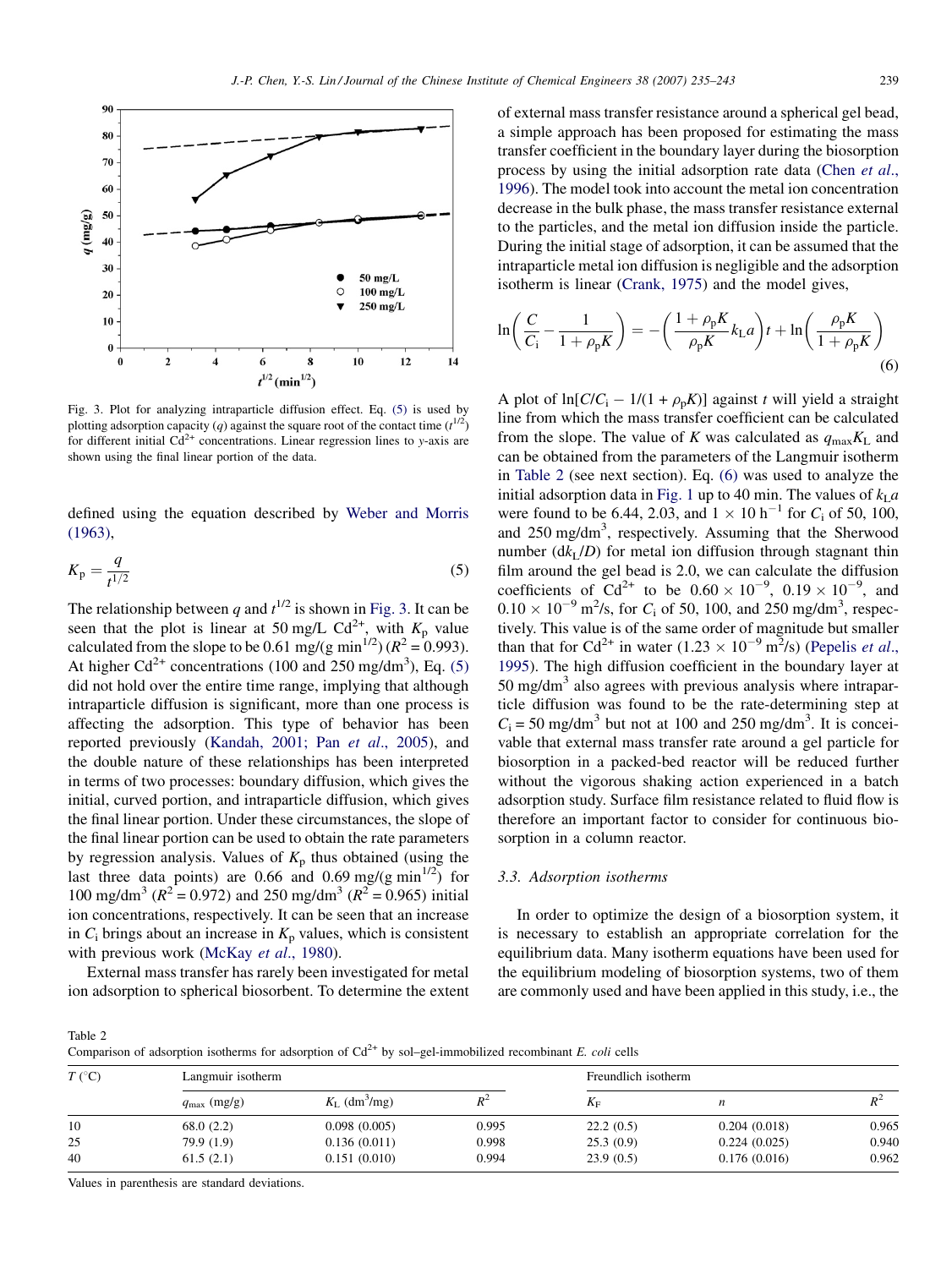Fig. 3. Plot for analyzing intraparticle diffusion effect. Eq. (5) is used by plotting adsorption capacity ($q$) against the square root of the contact time ($t^{1/2}$) for different initial $Cd^{2+}$ concentrations. Linear regression lines to $y$-axis are shown using the final linear portion of the data.

defined using the equation described by Weber and Morris (1963),

$$K_p = \frac{q}{t^{1/2}} \tag{5}$$

The relationship between $q$ and $t^{1/2}$ is shown in Fig. 3. It can be seen that the plot is linear at 50 mg/L $Cd^{2+}$, with $K_p$ value calculated from the slope to be 0.61 mg/(g min$^{1/2}$) ($R^2 = 0.993$). At higher $Cd^{2+}$ concentrations (100 and 250 mg/dm$^3$), Eq. (5) did not hold over the entire time range, implying that although intraparticle diffusion is significant, more than one process is affecting the adsorption. This type of behavior has been reported previously (Kandah, 2001; Pan *et al.*, 2005), and the double nature of these relationships has been interpreted in terms of two processes: boundary diffusion, which gives the initial, curved portion, and intraparticle diffusion, which gives the final linear portion. Under these circumstances, the slope of the final linear portion can be used to obtain the rate parameters by regression analysis. Values of $K_p$ thus obtained (using the last three data points) are 0.66 and 0.69 mg/(g min$^{1/2}$) for 100 mg/dm$^3$ ($R^2 = 0.972$) and 250 mg/dm$^3$ ($R^2 = 0.965$) initial ion concentrations, respectively. It can be seen that an increase in $C_i$ brings about an increase in $K_p$ values, which is consistent with previous work (McKay *et al.*, 1980).

External mass transfer has rarely been investigated for metal ion adsorption to spherical biosorbent. To determine the extent of external mass transfer resistance around a spherical gel bead, a simple approach has been proposed for estimating the mass transfer coefficient in the boundary layer during the biosorption process by using the initial adsorption rate data (Chen *et al.*, 1996). The model took into account the metal ion concentration decrease in the bulk phase, the mass transfer resistance external to the particles, and the metal ion diffusion inside the particle. During the initial stage of adsorption, it can be assumed that the intraparticle metal ion diffusion is negligible and the adsorption isotherm is linear (Crank, 1975) and the model gives,

$$\ln\left(\frac{C}{C_i} - \frac{1}{1+\rho_p K}\right) = -\left(\frac{1+\rho_p K}{\rho_p K} k_L a\right)t + \ln\left(\frac{\rho_p K}{1+\rho_p K}\right) \tag{6}$$

A plot of $\ln[C/C_i - 1/(1 + \rho_p K)]$ against $t$ will yield a straight line from which the mass transfer coefficient can be calculated from the slope. The value of $K$ was calculated as $q_{max}K_L$ and can be obtained from the parameters of the Langmuir isotherm in Table 2 (see next section). Eq. (6) was used to analyze the initial adsorption data in Fig. 1 up to 40 min. The values of $k_L a$ were found to be 6.44, 2.03, and $1 \times 10$ h$^{-1}$ for $C_i$ of 50, 100, and 250 mg/dm$^3$, respectively. Assuming that the Sherwood number ($dk_L/D$) for metal ion diffusion through stagnant thin film around the gel bead is 2.0, we can calculate the diffusion coefficients of $Cd^{2+}$ to be $0.60 \times 10^{-9}$, $0.19 \times 10^{-9}$, and $0.10 \times 10^{-9}$ m$^2$/s, for $C_i$ of 50, 100, and 250 mg/dm$^3$, respectively. This value is of the same order of magnitude but smaller than that for $Cd^{2+}$ in water ($1.23 \times 10^{-9}$ m$^2$/s) (Pepelis *et al.*, 1995). The high diffusion coefficient in the boundary layer at 50 mg/dm$^3$ also agrees with previous analysis where intraparticle diffusion was found to be the rate-determining step at $C_i = 50$ mg/dm$^3$ but not at 100 and 250 mg/dm$^3$. It is conceivable that external mass transfer rate around a gel particle for biosorption in a packed-bed reactor will be reduced further without the vigorous shaking action experienced in a batch adsorption study. Surface film resistance related to fluid flow is therefore an important factor to consider for continuous biosorption in a column reactor.

### 3.3. Adsorption isotherms

In order to optimize the design of a biosorption system, it is necessary to establish an appropriate correlation for the equilibrium data. Many isotherm equations have been used for the equilibrium modeling of biosorption systems, two of them are commonly used and have been applied in this study, i.e., the

Table 2
Comparison of adsorption isotherms for adsorption of $Cd^{2+}$ by sol–gel-immobilized recombinant *E. coli* cells

| $T$ (°C) | Langmuir isotherm | | | Freundlich isotherm | | |
|---|---|---|---|---|---|---|
| | $q_{max}$ (mg/g) | $K_L$ (dm$^3$/mg) | $R^2$ | $K_F$ | $n$ | $R^2$ |
| 10 | 68.0 (2.2) | 0.098 (0.005) | 0.995 | 22.2 (0.5) | 0.204 (0.018) | 0.965 |
| 25 | 79.9 (1.9) | 0.136 (0.011) | 0.998 | 25.3 (0.9) | 0.224 (0.025) | 0.940 |
| 40 | 61.5 (2.1) | 0.151 (0.010) | 0.994 | 23.9 (0.5) | 0.176 (0.016) | 0.962 |

Values in parenthesis are standard deviations.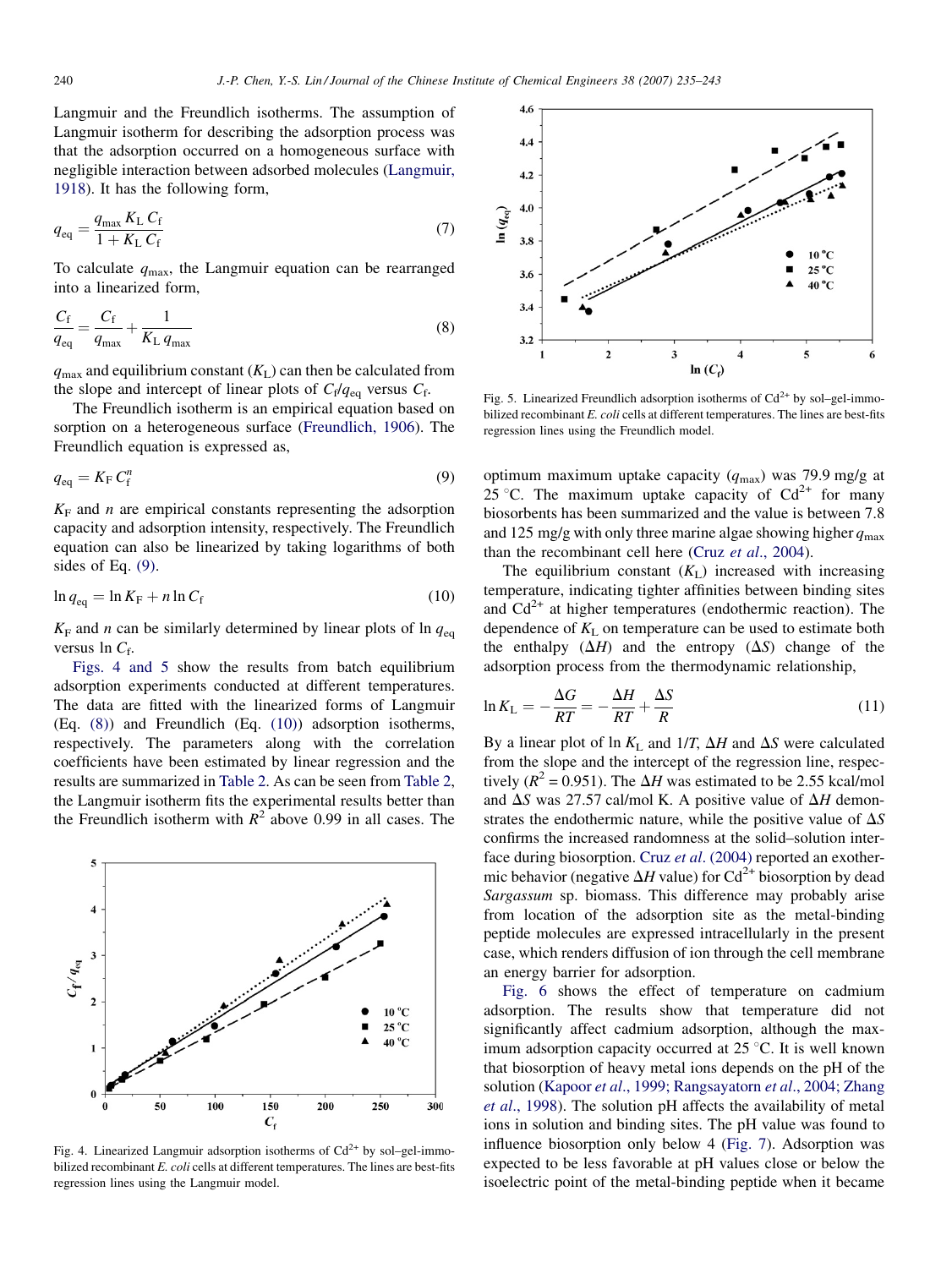Langmuir and the Freundlich isotherms. The assumption of Langmuir isotherm for describing the adsorption process was that the adsorption occurred on a homogeneous surface with negligible interaction between adsorbed molecules (Langmuir, 1918). It has the following form,

$$q_{eq} = \frac{q_{max} K_L C_f}{1 + K_L C_f} \tag{7}$$

To calculate $q_{max}$, the Langmuir equation can be rearranged into a linearized form,

$$\frac{C_f}{q_{eq}} = \frac{C_f}{q_{max}} + \frac{1}{K_L q_{max}} \tag{8}$$

$q_{max}$ and equilibrium constant ($K_L$) can then be calculated from the slope and intercept of linear plots of $C_f/q_{eq}$ versus $C_f$.

The Freundlich isotherm is an empirical equation based on sorption on a heterogeneous surface (Freundlich, 1906). The Freundlich equation is expressed as,

$$q_{eq} = K_F C_f^n \tag{9}$$

$K_F$ and $n$ are empirical constants representing the adsorption capacity and adsorption intensity, respectively. The Freundlich equation can also be linearized by taking logarithms of both sides of Eq. (9).

$$\ln q_{eq} = \ln K_F + n \ln C_f \tag{10}$$

$K_F$ and $n$ can be similarly determined by linear plots of $\ln q_{eq}$ versus $\ln C_f$.

Figs. 4 and 5 show the results from batch equilibrium adsorption experiments conducted at different temperatures. The data are fitted with the linearized forms of Langmuir (Eq. (8)) and Freundlich (Eq. (10)) adsorption isotherms, respectively. The parameters along with the correlation coefficients have been estimated by linear regression and the results are summarized in Table 2. As can be seen from Table 2, the Langmuir isotherm fits the experimental results better than the Freundlich isotherm with $R^2$ above 0.99 in all cases. The optimum maximum uptake capacity ($q_{max}$) was 79.9 mg/g at 25 °C. The maximum uptake capacity of $Cd^{2+}$ for many biosorbents has been summarized and the value is between 7.8 and 125 mg/g with only three marine algae showing higher $q_{max}$ than the recombinant cell here (Cruz *et al*., 2004).

Fig. 4. Linearized Langmuir adsorption isotherms of $Cd^{2+}$ by sol–gel-immobilized recombinant *E. coli* cells at different temperatures. The lines are best-fits regression lines using the Langmuir model.

Fig. 5. Linearized Freundlich adsorption isotherms of $Cd^{2+}$ by sol–gel-immobilized recombinant *E. coli* cells at different temperatures. The lines are best-fits regression lines using the Freundlich model.

The equilibrium constant ($K_L$) increased with increasing temperature, indicating tighter affinities between binding sites and $Cd^{2+}$ at higher temperatures (endothermic reaction). The dependence of $K_L$ on temperature can be used to estimate both the enthalpy ($\Delta H$) and the entropy ($\Delta S$) change of the adsorption process from the thermodynamic relationship,

$$\ln K_L = -\frac{\Delta G}{RT} = -\frac{\Delta H}{RT} + \frac{\Delta S}{R} \tag{11}$$

By a linear plot of $\ln K_L$ and $1/T$, $\Delta H$ and $\Delta S$ were calculated from the slope and the intercept of the regression line, respectively ($R^2 = 0.951$). The $\Delta H$ was estimated to be 2.55 kcal/mol and $\Delta S$ was 27.57 cal/mol K. A positive value of $\Delta H$ demonstrates the endothermic nature, while the positive value of $\Delta S$ confirms the increased randomness at the solid–solution interface during biosorption. Cruz *et al*. (2004) reported an exothermic behavior (negative $\Delta H$ value) for $Cd^{2+}$ biosorption by dead *Sargassum* sp. biomass. This difference may probably arise from location of the adsorption site as the metal-binding peptide molecules are expressed intracellularly in the present case, which renders diffusion of ion through the cell membrane an energy barrier for adsorption.

Fig. 6 shows the effect of temperature on cadmium adsorption. The results show that temperature did not significantly affect cadmium adsorption, although the maximum adsorption capacity occurred at 25 °C. It is well known that biosorption of heavy metal ions depends on the pH of the solution (Kapoor *et al*., 1999; Rangsayatorn *et al*., 2004; Zhang *et al*., 1998). The solution pH affects the availability of metal ions in solution and binding sites. The pH value was found to influence biosorption only below 4 (Fig. 7). Adsorption was expected to be less favorable at pH values close or below the isoelectric point of the metal-binding peptide when it became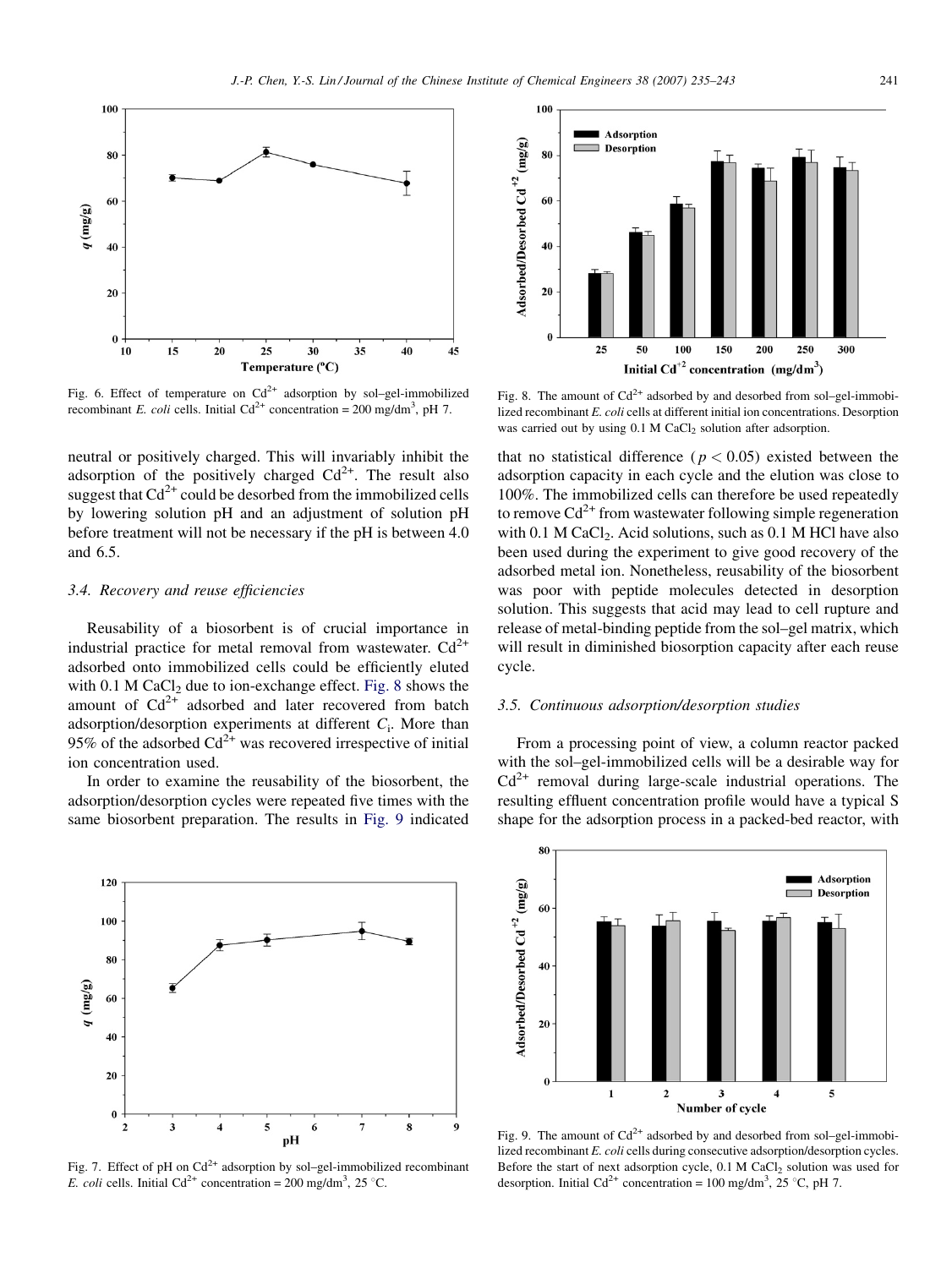Fig. 6. Effect of temperature on $Cd^{2+}$ adsorption by sol–gel-immobilized recombinant *E. coli* cells. Initial $Cd^{2+}$ concentration = 200 mg/dm$^3$, pH 7.

Fig. 8. The amount of $Cd^{2+}$ adsorbed by and desorbed from sol–gel-immobilized recombinant *E. coli* cells at different initial ion concentrations. Desorption was carried out by using 0.1 M $CaCl_2$ solution after adsorption.

neutral or positively charged. This will invariably inhibit the adsorption of the positively charged $Cd^{2+}$. The result also suggest that $Cd^{2+}$ could be desorbed from the immobilized cells by lowering solution pH and an adjustment of solution pH before treatment will not be necessary if the pH is between 4.0 and 6.5.

### 3.4. Recovery and reuse efficiencies

Reusability of a biosorbent is of crucial importance in industrial practice for metal removal from wastewater. $Cd^{2+}$ adsorbed onto immobilized cells could be efficiently eluted with 0.1 M $CaCl_2$ due to ion-exchange effect. Fig. 8 shows the amount of $Cd^{2+}$ adsorbed and later recovered from batch adsorption/desorption experiments at different $C_i$. More than 95% of the adsorbed $Cd^{2+}$ was recovered irrespective of initial ion concentration used.

In order to examine the reusability of the biosorbent, the adsorption/desorption cycles were repeated five times with the same biosorbent preparation. The results in Fig. 9 indicated that no statistical difference ($p < 0.05$) existed between the adsorption capacity in each cycle and the elution was close to 100%. The immobilized cells can therefore be used repeatedly to remove $Cd^{2+}$ from wastewater following simple regeneration with 0.1 M $CaCl_2$. Acid solutions, such as 0.1 M HCl have also been used during the experiment to give good recovery of the adsorbed metal ion. Nonetheless, reusability of the biosorbent was poor with peptide molecules detected in desorption solution. This suggests that acid may lead to cell rupture and release of metal-binding peptide from the sol–gel matrix, which will result in diminished biosorption capacity after each reuse cycle.

### 3.5. Continuous adsorption/desorption studies

From a processing point of view, a column reactor packed with the sol–gel-immobilized cells will be a desirable way for $Cd^{2+}$ removal during large-scale industrial operations. The resulting effluent concentration profile would have a typical S shape for the adsorption process in a packed-bed reactor, with

Fig. 7. Effect of pH on $Cd^{2+}$ adsorption by sol–gel-immobilized recombinant *E. coli* cells. Initial $Cd^{2+}$ concentration = 200 mg/dm$^3$, 25 °C.

Fig. 9. The amount of $Cd^{2+}$ adsorbed by and desorbed from sol–gel-immobilized recombinant *E. coli* cells during consecutive adsorption/desorption cycles. Before the start of next adsorption cycle, 0.1 M $CaCl_2$ solution was used for desorption. Initial $Cd^{2+}$ concentration = 100 mg/dm$^3$, 25 °C, pH 7.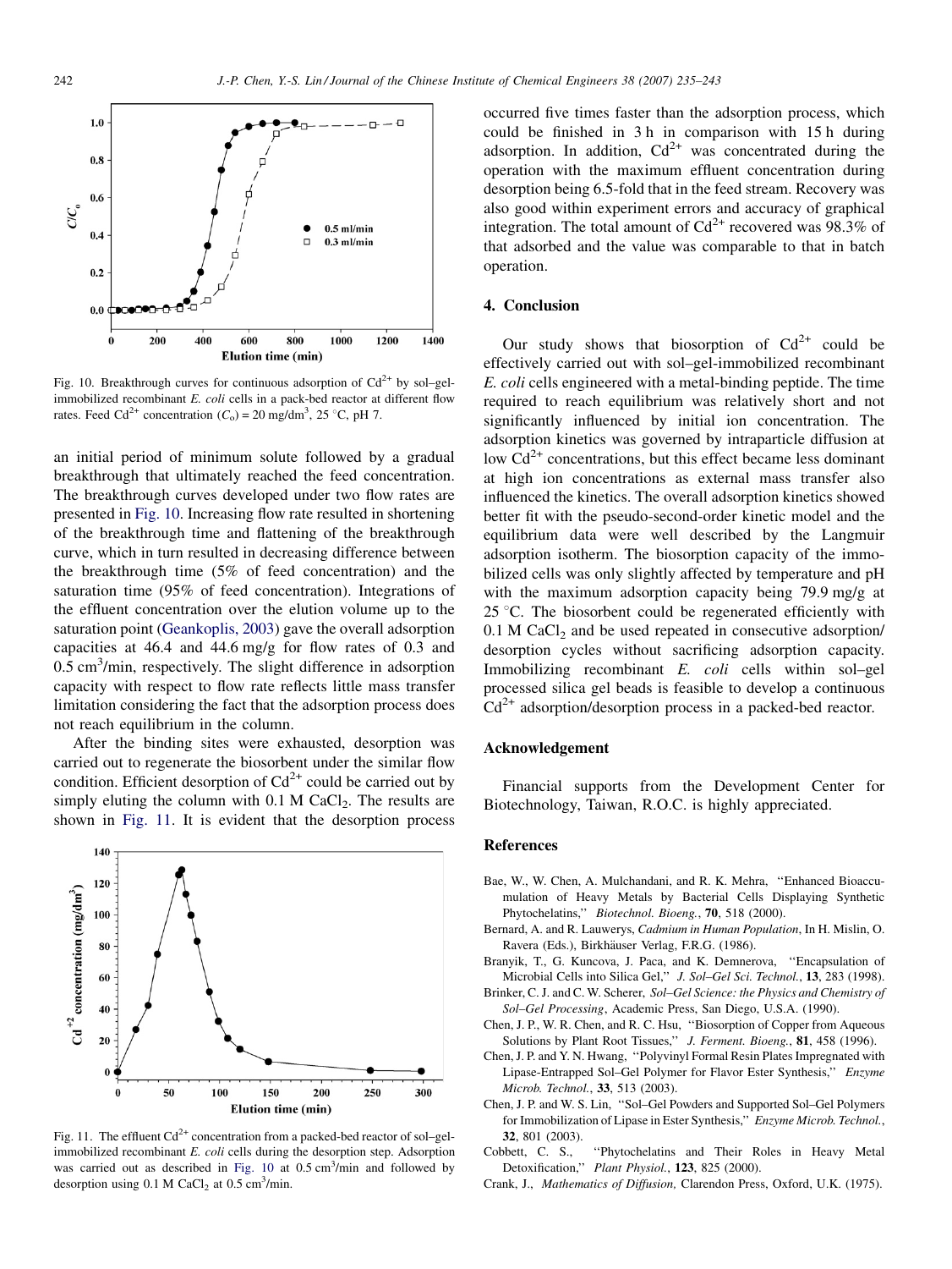Fig. 10. Breakthrough curves for continuous adsorption of $Cd^{2+}$ by sol–gel-immobilized recombinant *E. coli* cells in a pack-bed reactor at different flow rates. Feed $Cd^{2+}$ concentration ($C_o$) = 20 mg/dm$^3$, 25 °C, pH 7.

an initial period of minimum solute followed by a gradual breakthrough that ultimately reached the feed concentration. The breakthrough curves developed under two flow rates are presented in Fig. 10. Increasing flow rate resulted in shortening of the breakthrough time and flattening of the breakthrough curve, which in turn resulted in decreasing difference between the breakthrough time (5% of feed concentration) and the saturation time (95% of feed concentration). Integrations of the effluent concentration over the elution volume up to the saturation point (Geankoplis, 2003) gave the overall adsorption capacities at 46.4 and 44.6 mg/g for flow rates of 0.3 and 0.5 cm$^3$/min, respectively. The slight difference in adsorption capacity with respect to flow rate reflects little mass transfer limitation considering the fact that the adsorption process does not reach equilibrium in the column.

After the binding sites were exhausted, desorption was carried out to regenerate the biosorbent under the similar flow condition. Efficient desorption of $Cd^{2+}$ could be carried out by simply eluting the column with 0.1 M $CaCl_2$. The results are shown in Fig. 11. It is evident that the desorption process occurred five times faster than the adsorption process, which could be finished in 3 h in comparison with 15 h during adsorption. In addition, $Cd^{2+}$ was concentrated during the operation with the maximum effluent concentration during desorption being 6.5-fold that in the feed stream. Recovery was also good within experiment errors and accuracy of graphical integration. The total amount of $Cd^{2+}$ recovered was 98.3% of that adsorbed and the value was comparable to that in batch operation.

Fig. 11. The effluent $Cd^{2+}$ concentration from a packed-bed reactor of sol–gel-immobilized recombinant *E. coli* cells during the desorption step. Adsorption was carried out as described in Fig. 10 at 0.5 cm$^3$/min and followed by desorption using 0.1 M $CaCl_2$ at 0.5 cm$^3$/min.

## 4. Conclusion

Our study shows that biosorption of $Cd^{2+}$ could be effectively carried out with sol–gel-immobilized recombinant *E. coli* cells engineered with a metal-binding peptide. The time required to reach equilibrium was relatively short and not significantly influenced by initial ion concentration. The adsorption kinetics was governed by intraparticle diffusion at low $Cd^{2+}$ concentrations, but this effect became less dominant at high ion concentrations as external mass transfer also influenced the kinetics. The overall adsorption kinetics showed better fit with the pseudo-second-order kinetic model and the equilibrium data were well described by the Langmuir adsorption isotherm. The biosorption capacity of the immobilized cells was only slightly affected by temperature and pH with the maximum adsorption capacity being 79.9 mg/g at 25 °C. The biosorbent could be regenerated efficiently with 0.1 M $CaCl_2$ and be used repeated in consecutive adsorption/desorption cycles without sacrificing adsorption capacity. Immobilizing recombinant *E. coli* cells within sol–gel processed silica gel beads is feasible to develop a continuous $Cd^{2+}$ adsorption/desorption process in a packed-bed reactor.

## Acknowledgement

Financial supports from the Development Center for Biotechnology, Taiwan, R.O.C. is highly appreciated.

## References

Bae, W., W. Chen, A. Mulchandani, and R. K. Mehra, "Enhanced Bioaccumulation of Heavy Metals by Bacterial Cells Displaying Synthetic Phytochelatins," *Biotechnol. Bioeng.*, **70**, 518 (2000).

Bernard, A. and R. Lauwerys, *Cadmium in Human Population*, In H. Mislin, O. Ravera (Eds.), Birkhäuser Verlag, F.R.G. (1986).

Branyik, T., G. Kuncova, J. Paca, and K. Demnerova, "Encapsulation of Microbial Cells into Silica Gel," *J. Sol–Gel Sci. Technol.*, **13**, 283 (1998).

Brinker, C. J. and C. W. Scherer, *Sol–Gel Science: the Physics and Chemistry of Sol–Gel Processing*, Academic Press, San Diego, U.S.A. (1990).

Chen, J. P., W. R. Chen, and R. C. Hsu, "Biosorption of Copper from Aqueous Solutions by Plant Root Tissues," *J. Ferment. Bioeng.*, **81**, 458 (1996).

Chen, J. P. and Y. N. Hwang, "Polyvinyl Formal Resin Plates Impregnated with Lipase-Entrapped Sol–Gel Polymer for Flavor Ester Synthesis," *Enzyme Microb. Technol.*, **33**, 513 (2003).

Chen, J. P. and W. S. Lin, "Sol–Gel Powders and Supported Sol–Gel Polymers for Immobilization of Lipase in Ester Synthesis," *Enzyme Microb. Technol.*, **32**, 801 (2003).

Cobbett, C. S., "Phytochelatins and Their Roles in Heavy Metal Detoxification," *Plant Physiol.*, **123**, 825 (2000).

Crank, J., *Mathematics of Diffusion,* Clarendon Press, Oxford, U.K. (1975).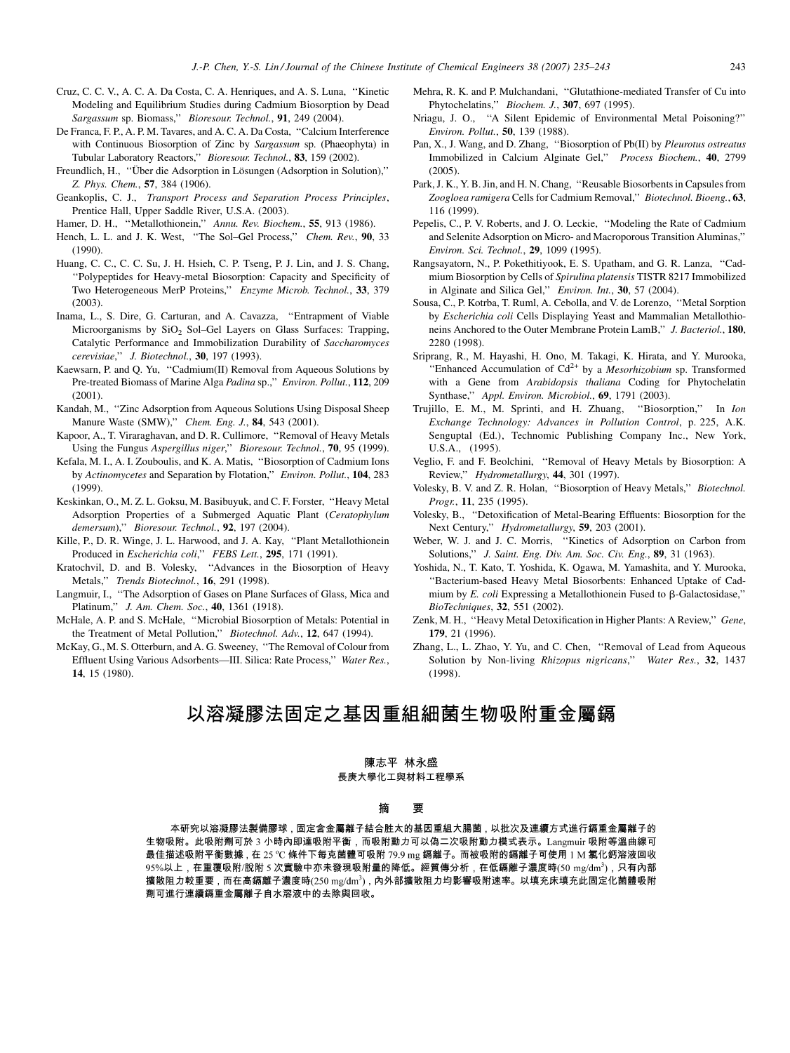Cruz, C. C. V., A. C. A. Da Costa, C. A. Henriques, and A. S. Luna, ''Kinetic Modeling and Equilibrium Studies during Cadmium Biosorption by Dead *Sargassum* sp. Biomass,'' *Bioresour. Technol.*, **91**, 249 (2004).

De Franca, F. P., A. P. M. Tavares, and A. C. A. Da Costa, ''Calcium Interference with Continuous Biosorption of Zinc by *Sargassum* sp. (Phaeophyta) in Tubular Laboratory Reactors,'' *Bioresour. Technol.*, **83**, 159 (2002).

Freundlich, H., ''Über die Adsorption in Lösungen (Adsorption in Solution),'' *Z. Phys. Chem.*, **57**, 384 (1906).

Geankoplis, C. J., *Transport Process and Separation Process Principles*, Prentice Hall, Upper Saddle River, U.S.A. (2003).

Hamer, D. H., ''Metallothionein,'' *Annu. Rev. Biochem.*, **55**, 913 (1986).

Hench, L. L. and J. K. West, ''The Sol–Gel Process,'' *Chem. Rev.*, **90**, 33 (1990).

Huang, C. C., C. C. Su, J. H. Hsieh, C. P. Tseng, P. J. Lin, and J. S. Chang, ''Polypeptides for Heavy-metal Biosorption: Capacity and Specificity of Two Heterogeneous MerP Proteins,'' *Enzyme Microb. Technol.*, **33**, 379 (2003).

Inama, L., S. Dire, G. Carturan, and A. Cavazza, ''Entrapment of Viable Microorganisms by $SiO_2$ Sol–Gel Layers on Glass Surfaces: Trapping, Catalytic Performance and Immobilization Durability of *Saccharomyces cerevisiae*,'' *J. Biotechnol.*, **30**, 197 (1993).

Kaewsarn, P. and Q. Yu, ''Cadmium(II) Removal from Aqueous Solutions by Pre-treated Biomass of Marine Alga *Padina* sp.,'' *Environ. Pollut.*, **112**, 209 (2001).

Kandah, M., ''Zinc Adsorption from Aqueous Solutions Using Disposal Sheep Manure Waste (SMW),'' *Chem. Eng. J.*, **84**, 543 (2001).

Kapoor, A., T. Viraraghavan, and D. R. Cullimore, ''Removal of Heavy Metals Using the Fungus *Aspergillus niger*,'' *Bioresour. Technol.*, **70**, 95 (1999).

Kefala, M. I., A. I. Zouboulis, and K. A. Matis, ''Biosorption of Cadmium Ions by *Actinomycetes* and Separation by Flotation,'' *Environ. Pollut.*, **104**, 283 (1999).

Keskinkan, O., M. Z. L. Goksu, M. Basibuyuk, and C. F. Forster, ''Heavy Metal Adsorption Properties of a Submerged Aquatic Plant (*Ceratophylum demersum*),'' *Bioresour. Technol.*, **92**, 197 (2004).

Kille, P., D. R. Winge, J. L. Harwood, and J. A. Kay, ''Plant Metallothionein Produced in *Escherichia coli*,'' *FEBS Lett.*, **295**, 171 (1991).

Kratochvil, D. and B. Volesky, ''Advances in the Biosorption of Heavy Metals,'' *Trends Biotechnol.*, **16**, 291 (1998).

Langmuir, I., ''The Adsorption of Gases on Plane Surfaces of Glass, Mica and Platinum,'' *J. Am. Chem. Soc.*, **40**, 1361 (1918).

McHale, A. P. and S. McHale, ''Microbial Biosorption of Metals: Potential in the Treatment of Metal Pollution,'' *Biotechnol. Adv.*, **12**, 647 (1994).

McKay, G., M. S. Otterburn, and A. G. Sweeney, ''The Removal of Colour from Effluent Using Various Adsorbents—III. Silica: Rate Process,'' *Water Res.*, **14**, 15 (1980).

Mehra, R. K. and P. Mulchandani, ''Glutathione-mediated Transfer of Cu into Phytochelatins,'' *Biochem. J.*, **307**, 697 (1995).

Nriagu, J. O., ''A Silent Epidemic of Environmental Metal Poisoning?'' *Environ. Pollut.*, **50**, 139 (1988).

Pan, X., J. Wang, and D. Zhang, ''Biosorption of Pb(II) by *Pleurotus ostreatus* Immobilized in Calcium Alginate Gel,'' *Process Biochem.*, **40**, 2799 (2005).

Park, J. K., Y. B. Jin, and H. N. Chang, ''Reusable Biosorbents in Capsules from *Zoogloea ramigera* Cells for Cadmium Removal,'' *Biotechnol. Bioeng.*, **63**, 116 (1999).

Pepelis, C., P. V. Roberts, and J. O. Leckie, ''Modeling the Rate of Cadmium and Selenite Adsorption on Micro- and Macroporous Transition Aluminas,'' *Environ. Sci. Technol.*, **29**, 1099 (1995).

Rangsayatorn, N., P. Pokethitiyook, E. S. Upatham, and G. R. Lanza, ''Cadmium Biosorption by Cells of *Spirulina platensis* TISTR 8217 Immobilized in Alginate and Silica Gel,'' *Environ. Int.*, **30**, 57 (2004).

Sousa, C., P. Kotrba, T. Ruml, A. Cebolla, and V. de Lorenzo, ''Metal Sorption by *Escherichia coli* Cells Displaying Yeast and Mammalian Metallothioneins Anchored to the Outer Membrane Protein LamB,'' *J. Bacteriol.*, **180**, 2280 (1998).

Sriprang, R., M. Hayashi, H. Ono, M. Takagi, K. Hirata, and Y. Murooka, ''Enhanced Accumulation of $Cd^{2+}$ by a *Mesorhizobium* sp. Transformed with a Gene from *Arabidopsis thaliana* Coding for Phytochelatin Synthase,'' *Appl. Environ. Microbiol.*, **69**, 1791 (2003).

Trujillo, E. M., M. Sprinti, and H. Zhuang, ''Biosorption,'' In *Ion Exchange Technology: Advances in Pollution Control*, p. 225, A.K. Sengutpal (Ed.), Technomic Publishing Company Inc., New York, U.S.A., (1995).

Veglio, F. and F. Beolchini, ''Removal of Heavy Metals by Biosorption: A Review,'' *Hydrometallurgy*, **44**, 301 (1997).

Volesky, B. V. and Z. R. Holan, ''Biosorption of Heavy Metals,'' *Biotechnol. Progr.*, **11**, 235 (1995).

Volesky, B., ''Detoxification of Metal-Bearing Effluents: Biosorption for the Next Century,'' *Hydrometallurgy*, **59**, 203 (2001).

Weber, W. J. and J. C. Morris, ''Kinetics of Adsorption on Carbon from Solutions,'' *J. Saint. Eng. Div. Am. Soc. Civ. Eng.*, **89**, 31 (1963).

Yoshida, N., T. Kato, T. Yoshida, K. Ogawa, M. Yamashita, and Y. Murooka, ''Bacterium-based Heavy Metal Biosorbents: Enhanced Uptake of Cadmium by *E. coli* Expressing a Metallothionein Fused to β-Galactosidase,'' *BioTechniques*, **32**, 551 (2002).

Zenk, M. H., ''Heavy Metal Detoxification in Higher Plants: A Review,'' *Gene*, **179**, 21 (1996).

Zhang, L., L. Zhao, Y. Yu, and C. Chen, ''Removal of Lead from Aqueous Solution by Non-living *Rhizopus nigricans*,'' *Water Res.*, **32**, 1437 (1998).

# 以溶凝膠法固定之基因重組細菌生物吸附重金屬鎘

陳志平　林永盛

長庚大學化工與材料工程學系

## 摘　要

本研究以溶凝膠法製備膠球，固定含金屬離子結合胜太的基因重組大腸菌，以批次及連續方式進行鎘重金屬離子的生物吸附。此吸附劑可於 3 小時內即達吸附平衡，而吸附動力可以偽二次吸附動力模式表示。Langmuir 吸附等溫曲線可最佳描述吸附平衡數據，在 25 ºC 條件下每克菌體可吸附 79.9 mg 鎘離子。而被吸附的鎘離子可使用 1 M 氯化鈣溶液回收 95%以上，在重覆吸附/脫附 5 次實驗中亦未發現吸附量的降低。經質傳分析，在低鎘離子濃度時(50 mg/dm$^3$)，只有內部擴散阻力較重要，而在高鎘離子濃度時(250 mg/dm$^3$)，內外部擴散阻力均影響吸附速率。以填充床填充此固定化菌體吸附劑可進行連續鎘重金屬離子自水溶液中的去除與回收。